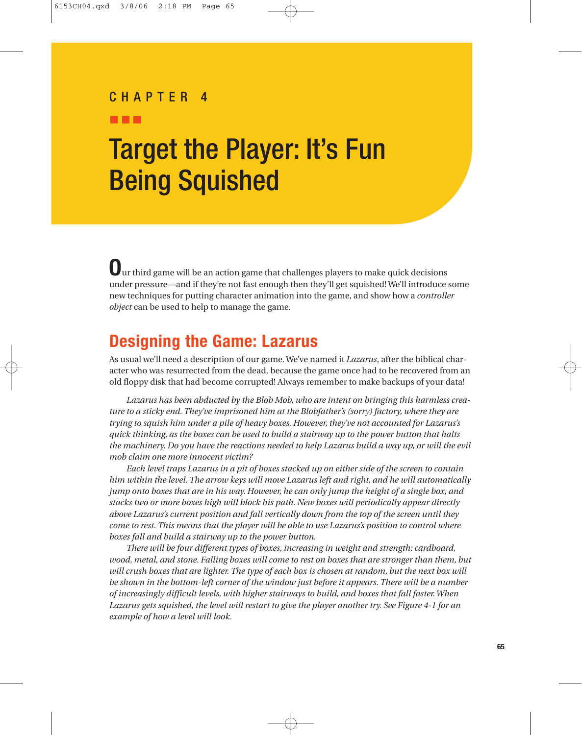# CHAPTER 4

# Target the Player: It's Fun Being Squished

Our third game will be an action game that challenges players to make quick decisions under pressure—and if they're not fast enough then they'll get squished! We'll introduce some new techniques for putting character animation into the game, and show how a *controller object* can be used to help to manage the game.

## Designing the Game: Lazarus

As usual we'll need a description of our game. We've named it *Lazarus*, after the biblical character who was resurrected from the dead, because the game once had to be recovered from an old floppy disk that had become corrupted! Always remember to make backups of your data!

*Lazarus has been abducted by the Blob Mob, who are intent on bringing this harmless creature to a sticky end. They've imprisoned him at the Blobfather's (sorry) factory, where they are trying to squish him under a pile of heavy boxes. However, they've not accounted for Lazarus's quick thinking, as the boxes can be used to build a stairway up to the power button that halts the machinery. Do you have the reactions needed to help Lazarus build a way up, or will the evil mob claim one more innocent victim?*

*Each level traps Lazarus in a pit of boxes stacked up on either side of the screen to contain him within the level. The arrow keys will move Lazarus left and right, and he will automatically jump onto boxes that are in his way. However, he can only jump the height of a single box, and stacks two or more boxes high will block his path. New boxes will periodically appear directly above Lazarus's current position and fall vertically down from the top of the screen until they come to rest. This means that the player will be able to use Lazarus's position to control where boxes fall and build a stairway up to the power button.*

*There will be four different types of boxes, increasing in weight and strength: cardboard, wood, metal, and stone. Falling boxes will come to rest on boxes that are stronger than them, but will crush boxes that are lighter. The type of each box is chosen at random, but the next box will be shown in the bottom-left corner of the window just before it appears. There will be a number of increasingly difficult levels, with higher stairways to build, and boxes that fall faster. When Lazarus gets squished, the level will restart to give the player another try. See Figure 4-1 for an example of how a level will look.*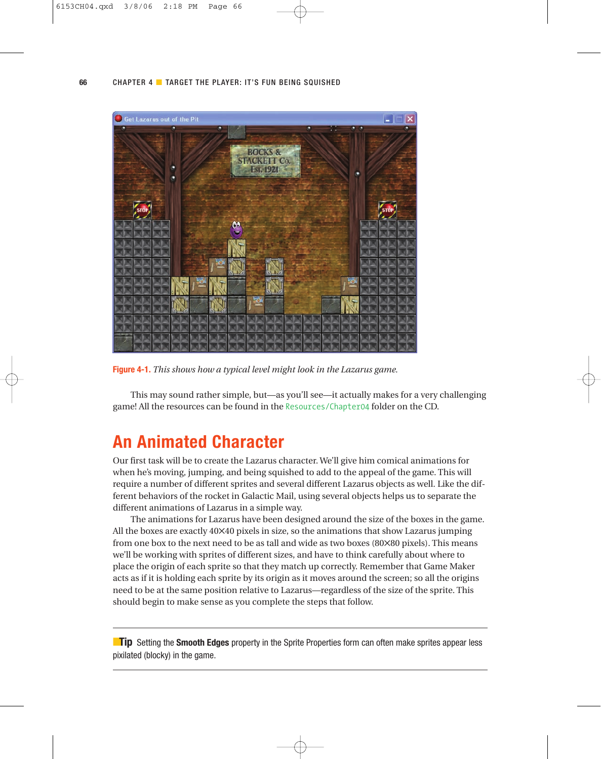Figure 4-1. *This shows how a typical level might look in the Lazarus game.*

This may sound rather simple, but—as you'll see—it actually makes for a very challenging game! All the resources can be found in the `Resources/Chapter04` folder on the CD.

## An Animated Character

Our first task will be to create the Lazarus character. We'll give him comical animations for when he's moving, jumping, and being squished to add to the appeal of the game. This will require a number of different sprites and several different Lazarus objects as well. Like the different behaviors of the rocket in Galactic Mail, using several objects helps us to separate the different animations of Lazarus in a simple way.

The animations for Lazarus have been designed around the size of the boxes in the game. All the boxes are exactly 40×40 pixels in size, so the animations that show Lazarus jumping from one box to the next need to be as tall and wide as two boxes (80×80 pixels). This means we'll be working with sprites of different sizes, and have to think carefully about where to place the origin of each sprite so that they match up correctly. Remember that Game Maker acts as if it is holding each sprite by its origin as it moves around the screen; so all the origins need to be at the same position relative to Lazarus—regardless of the size of the sprite. This should begin to make sense as you complete the steps that follow.

**Tip** Setting the **Smooth Edges** property in the Sprite Properties form can often make sprites appear less pixilated (blocky) in the game.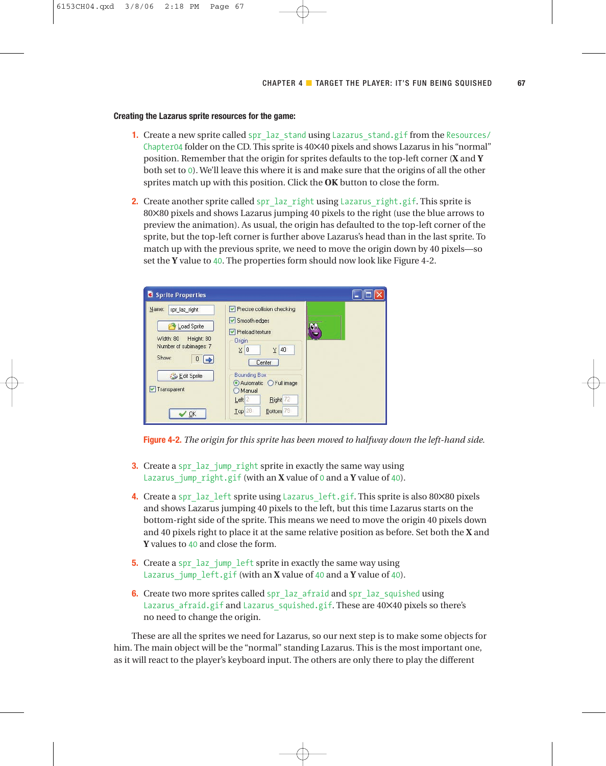**Creating the Lazarus sprite resources for the game:**

1. Create a new sprite called `spr_laz_stand` using `Lazarus_stand.gif` from the `Resources/Chapter04` folder on the CD. This sprite is 40×40 pixels and shows Lazarus in his "normal" position. Remember that the origin for sprites defaults to the top-left corner (**X** and **Y** both set to `0`). We'll leave this where it is and make sure that the origins of all the other sprites match up with this position. Click the **OK** button to close the form.

2. Create another sprite called `spr_laz_right` using `Lazarus_right.gif`. This sprite is 80×80 pixels and shows Lazarus jumping 40 pixels to the right (use the blue arrows to preview the animation). As usual, the origin has defaulted to the top-left corner of the sprite, but the top-left corner is further above Lazarus's head than in the last sprite. To match up with the previous sprite, we need to move the origin down by 40 pixels—so set the **Y** value to `40`. The properties form should now look like Figure 4-2.

**Figure 4-2.** *The origin for this sprite has been moved to halfway down the left-hand side.*

3. Create a `spr_laz_jump_right` sprite in exactly the same way using `Lazarus_jump_right.gif` (with an **X** value of `0` and a **Y** value of `40`).

4. Create a `spr_laz_left` sprite using `Lazarus_left.gif`. This sprite is also 80×80 pixels and shows Lazarus jumping 40 pixels to the left, but this time Lazarus starts on the bottom-right side of the sprite. This means we need to move the origin 40 pixels down and 40 pixels right to place it at the same relative position as before. Set both the **X** and **Y** values to `40` and close the form.

5. Create a `spr_laz_jump_left` sprite in exactly the same way using `Lazarus_jump_left.gif` (with an **X** value of `40` and a **Y** value of `40`).

6. Create two more sprites called `spr_laz_afraid` and `spr_laz_squished` using `Lazarus_afraid.gif` and `Lazarus_squished.gif`. These are 40×40 pixels so there's no need to change the origin.

These are all the sprites we need for Lazarus, so our next step is to make some objects for him. The main object will be the "normal" standing Lazarus. This is the most important one, as it will react to the player's keyboard input. The others are only there to play the different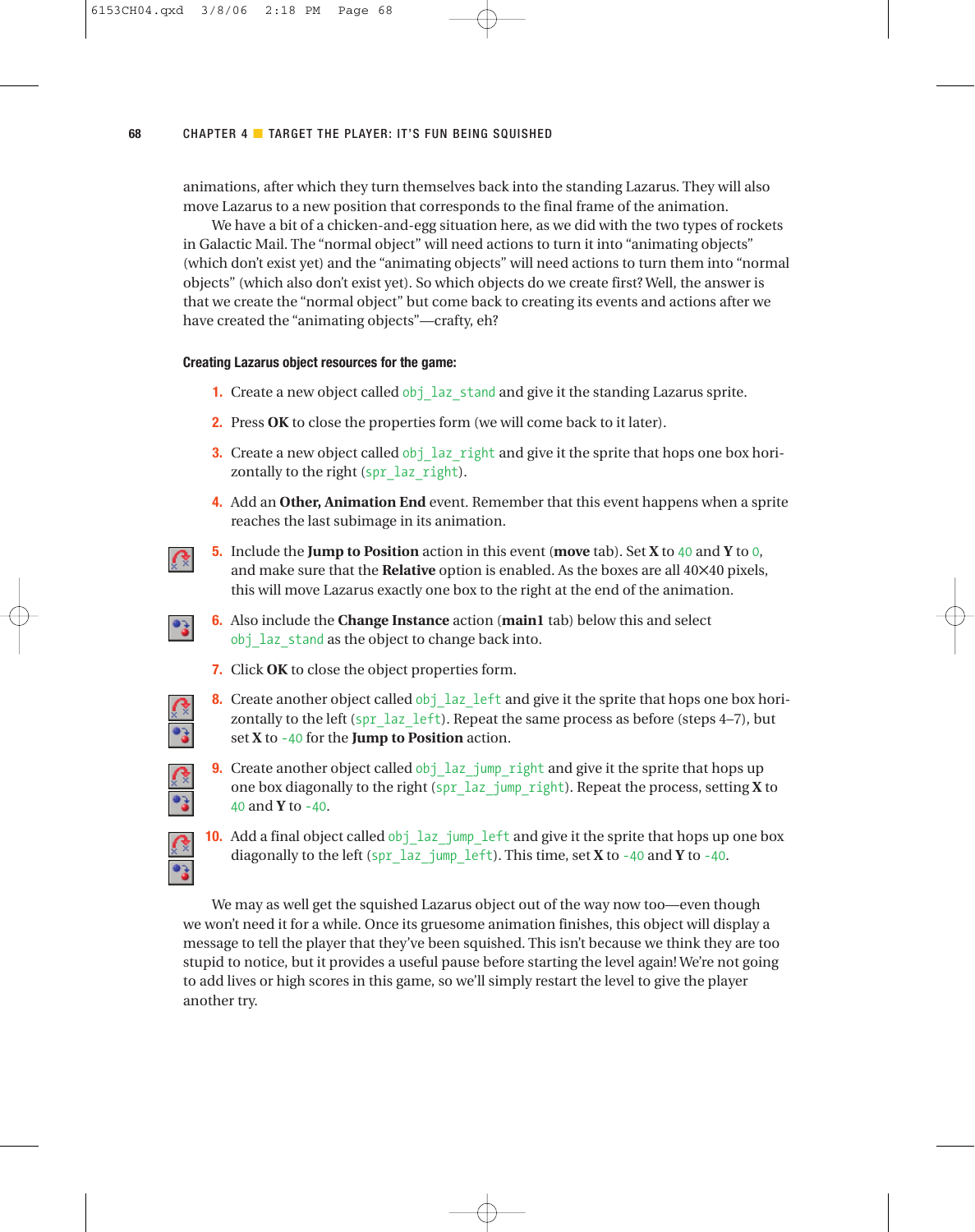animations, after which they turn themselves back into the standing Lazarus. They will also move Lazarus to a new position that corresponds to the final frame of the animation.

We have a bit of a chicken-and-egg situation here, as we did with the two types of rockets in Galactic Mail. The "normal object" will need actions to turn it into "animating objects" (which don't exist yet) and the "animating objects" will need actions to turn them into "normal objects" (which also don't exist yet). So which objects do we create first? Well, the answer is that we create the "normal object" but come back to creating its events and actions after we have created the "animating objects"—crafty, eh?

**Creating Lazarus object resources for the game:**

1. Create a new object called `obj_laz_stand` and give it the standing Lazarus sprite.
2. Press **OK** to close the properties form (we will come back to it later).
3. Create a new object called `obj_laz_right` and give it the sprite that hops one box horizontally to the right (`spr_laz_right`).
4. Add an **Other, Animation End** event. Remember that this event happens when a sprite reaches the last subimage in its animation.
5. Include the **Jump to Position** action in this event (**move** tab). Set **X** to `40` and **Y** to `0`, and make sure that the **Relative** option is enabled. As the boxes are all 40×40 pixels, this will move Lazarus exactly one box to the right at the end of the animation.
6. Also include the **Change Instance** action (**main1** tab) below this and select `obj_laz_stand` as the object to change back into.
7. Click **OK** to close the object properties form.
8. Create another object called `obj_laz_left` and give it the sprite that hops one box horizontally to the left (`spr_laz_left`). Repeat the same process as before (steps 4–7), but set **X** to `-40` for the **Jump to Position** action.
9. Create another object called `obj_laz_jump_right` and give it the sprite that hops up one box diagonally to the right (`spr_laz_jump_right`). Repeat the process, setting **X** to `40` and **Y** to `-40`.
10. Add a final object called `obj_laz_jump_left` and give it the sprite that hops up one box diagonally to the left (`spr_laz_jump_left`). This time, set **X** to `-40` and **Y** to `-40`.

We may as well get the squished Lazarus object out of the way now too—even though we won't need it for a while. Once its gruesome animation finishes, this object will display a message to tell the player that they've been squished. This isn't because we think they are too stupid to notice, but it provides a useful pause before starting the level again! We're not going to add lives or high scores in this game, so we'll simply restart the level to give the player another try.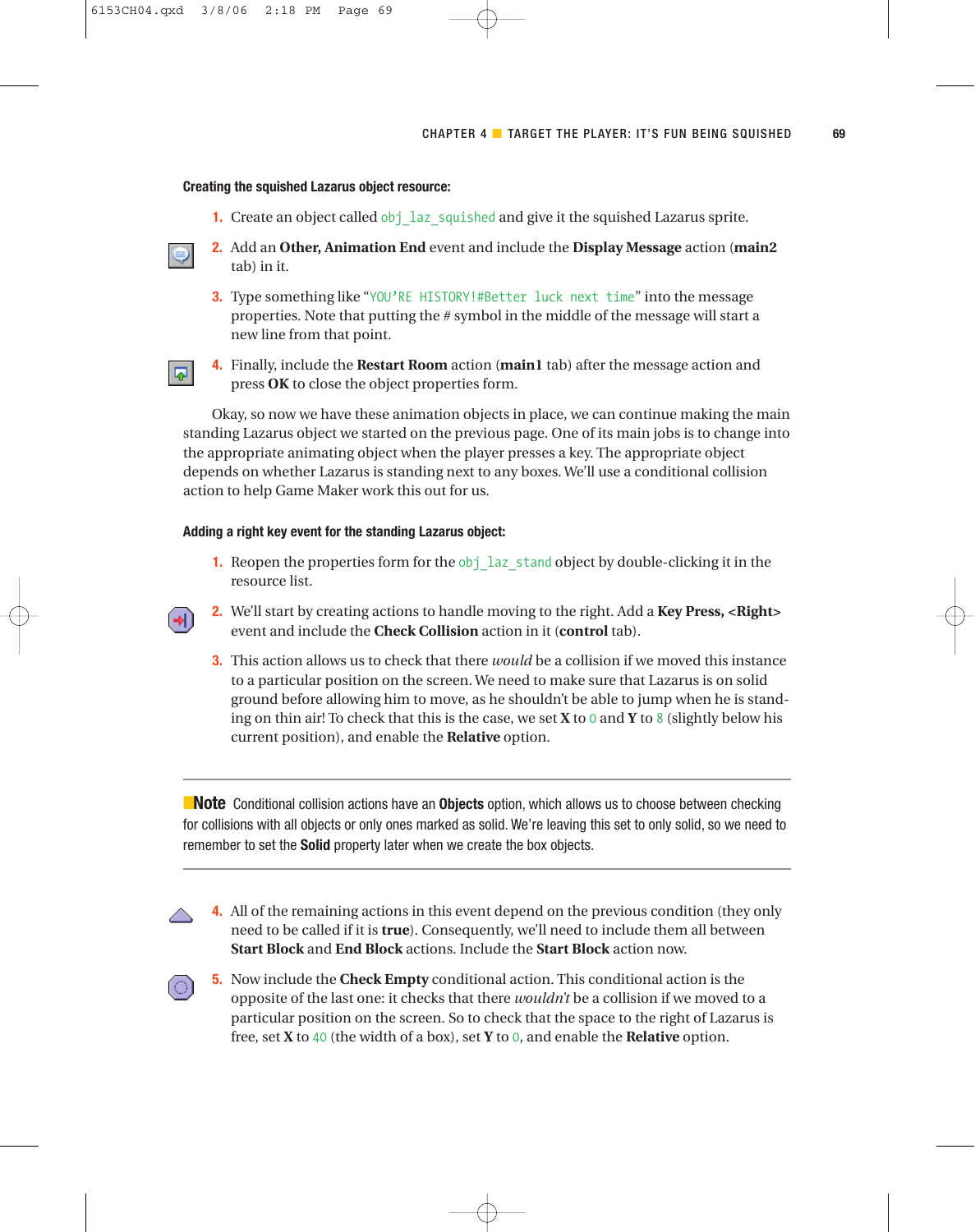**Creating the squished Lazarus object resource:**

1. Create an object called `obj_laz_squished` and give it the squished Lazarus sprite.
2. Add an **Other, Animation End** event and include the **Display Message** action (**main2** tab) in it.
3. Type something like "`YOU'RE HISTORY!#Better luck next time`" into the message properties. Note that putting the # symbol in the middle of the message will start a new line from that point.
4. Finally, include the **Restart Room** action (**main1** tab) after the message action and press **OK** to close the object properties form.

Okay, so now we have these animation objects in place, we can continue making the main standing Lazarus object we started on the previous page. One of its main jobs is to change into the appropriate animating object when the player presses a key. The appropriate object depends on whether Lazarus is standing next to any boxes. We'll use a conditional collision action to help Game Maker work this out for us.

**Adding a right key event for the standing Lazarus object:**

1. Reopen the properties form for the `obj_laz_stand` object by double-clicking it in the resource list.
2. We'll start by creating actions to handle moving to the right. Add a **Key Press, <Right>** event and include the **Check Collision** action in it (**control** tab).
3. This action allows us to check that there *would* be a collision if we moved this instance to a particular position on the screen. We need to make sure that Lazarus is on solid ground before allowing him to move, as he shouldn't be able to jump when he is standing on thin air! To check that this is the case, we set **X** to `0` and **Y** to `8` (slightly below his current position), and enable the **Relative** option.

---

**Note** Conditional collision actions have an **Objects** option, which allows us to choose between checking for collisions with all objects or only ones marked as solid. We're leaving this set to only solid, so we need to remember to set the **Solid** property later when we create the box objects.

---

4. All of the remaining actions in this event depend on the previous condition (they only need to be called if it is **true**). Consequently, we'll need to include them all between **Start Block** and **End Block** actions. Include the **Start Block** action now.
5. Now include the **Check Empty** conditional action. This conditional action is the opposite of the last one: it checks that there *wouldn't* be a collision if we moved to a particular position on the screen. So to check that the space to the right of Lazarus is free, set **X** to `40` (the width of a box), set **Y** to `0`, and enable the **Relative** option.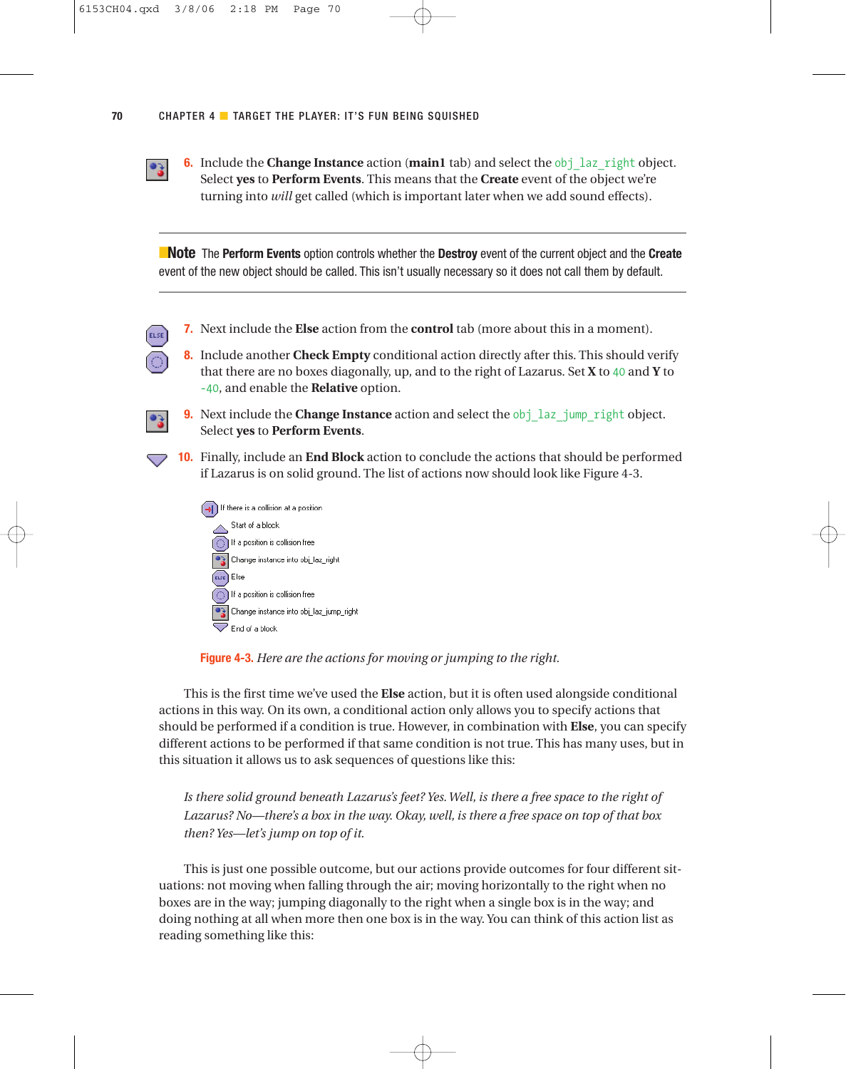6. Include the **Change Instance** action (**main1** tab) and select the `obj_laz_right` object. Select **yes** to **Perform Events**. This means that the **Create** event of the object we're turning into *will* get called (which is important later when we add sound effects).

> **Note** The **Perform Events** option controls whether the **Destroy** event of the current object and the **Create** event of the new object should be called. This isn't usually necessary so it does not call them by default.

7. Next include the **Else** action from the **control** tab (more about this in a moment).
8. Include another **Check Empty** conditional action directly after this. This should verify that there are no boxes diagonally, up, and to the right of Lazarus. Set **X** to `40` and **Y** to `-40`, and enable the **Relative** option.
9. Next include the **Change Instance** action and select the `obj_laz_jump_right` object. Select **yes** to **Perform Events**.
10. Finally, include an **End Block** action to conclude the actions that should be performed if Lazarus is on solid ground. The list of actions now should look like Figure 4-3.

```
If there is a collision at a position
    Start of a block
    If a position is collision free
    Change instance into obj_laz_right
    Else
    If a position is collision free
    Change instance into obj_laz_jump_right
    End of a block
```

**Figure 4-3.** *Here are the actions for moving or jumping to the right.*

This is the first time we've used the **Else** action, but it is often used alongside conditional actions in this way. On its own, a conditional action only allows you to specify actions that should be performed if a condition is true. However, in combination with **Else**, you can specify different actions to be performed if that same condition is not true. This has many uses, but in this situation it allows us to ask sequences of questions like this:

> *Is there solid ground beneath Lazarus's feet? Yes. Well, is there a free space to the right of Lazarus? No—there's a box in the way. Okay, well, is there a free space on top of that box then? Yes—let's jump on top of it.*

This is just one possible outcome, but our actions provide outcomes for four different situations: not moving when falling through the air; moving horizontally to the right when no boxes are in the way; jumping diagonally to the right when a single box is in the way; and doing nothing at all when more then one box is in the way. You can think of this action list as reading something like this: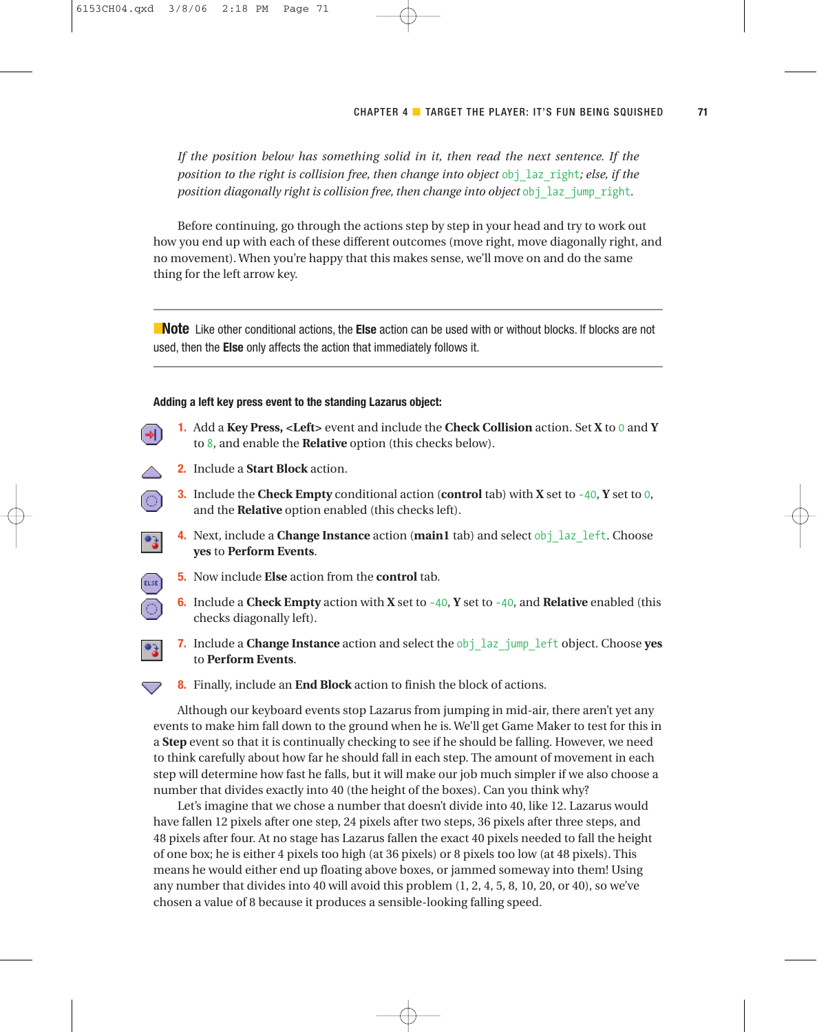*If the position below has something solid in it, then read the next sentence. If the position to the right is collision free, then change into object* `obj_laz_right`*; else, if the position diagonally right is collision free, then change into object* `obj_laz_jump_right`.

Before continuing, go through the actions step by step in your head and try to work out how you end up with each of these different outcomes (move right, move diagonally right, and no movement). When you're happy that this makes sense, we'll move on and do the same thing for the left arrow key.

---

**Note** Like other conditional actions, the **Else** action can be used with or without blocks. If blocks are not used, then the **Else** only affects the action that immediately follows it.

---

**Adding a left key press event to the standing Lazarus object:**

1. Add a **Key Press, <Left>** event and include the **Check Collision** action. Set **X** to `0` and **Y** to `8`, and enable the **Relative** option (this checks below).
2. Include a **Start Block** action.
3. Include the **Check Empty** conditional action (**control** tab) with **X** set to `-40`, **Y** set to `0`, and the **Relative** option enabled (this checks left).
4. Next, include a **Change Instance** action (**main1** tab) and select `obj_laz_left`. Choose **yes** to **Perform Events**.
5. Now include **Else** action from the **control** tab.
6. Include a **Check Empty** action with **X** set to `-40`, **Y** set to `-40`, and **Relative** enabled (this checks diagonally left).
7. Include a **Change Instance** action and select the `obj_laz_jump_left` object. Choose **yes** to **Perform Events**.
8. Finally, include an **End Block** action to finish the block of actions.

Although our keyboard events stop Lazarus from jumping in mid-air, there aren't yet any events to make him fall down to the ground when he is. We'll get Game Maker to test for this in a **Step** event so that it is continually checking to see if he should be falling. However, we need to think carefully about how far he should fall in each step. The amount of movement in each step will determine how fast he falls, but it will make our job much simpler if we also choose a number that divides exactly into 40 (the height of the boxes). Can you think why?

Let's imagine that we chose a number that doesn't divide into 40, like 12. Lazarus would have fallen 12 pixels after one step, 24 pixels after two steps, 36 pixels after three steps, and 48 pixels after four. At no stage has Lazarus fallen the exact 40 pixels needed to fall the height of one box; he is either 4 pixels too high (at 36 pixels) or 8 pixels too low (at 48 pixels). This means he would either end up floating above boxes, or jammed someway into them! Using any number that divides into 40 will avoid this problem (1, 2, 4, 5, 8, 10, 20, or 40), so we've chosen a value of 8 because it produces a sensible-looking falling speed.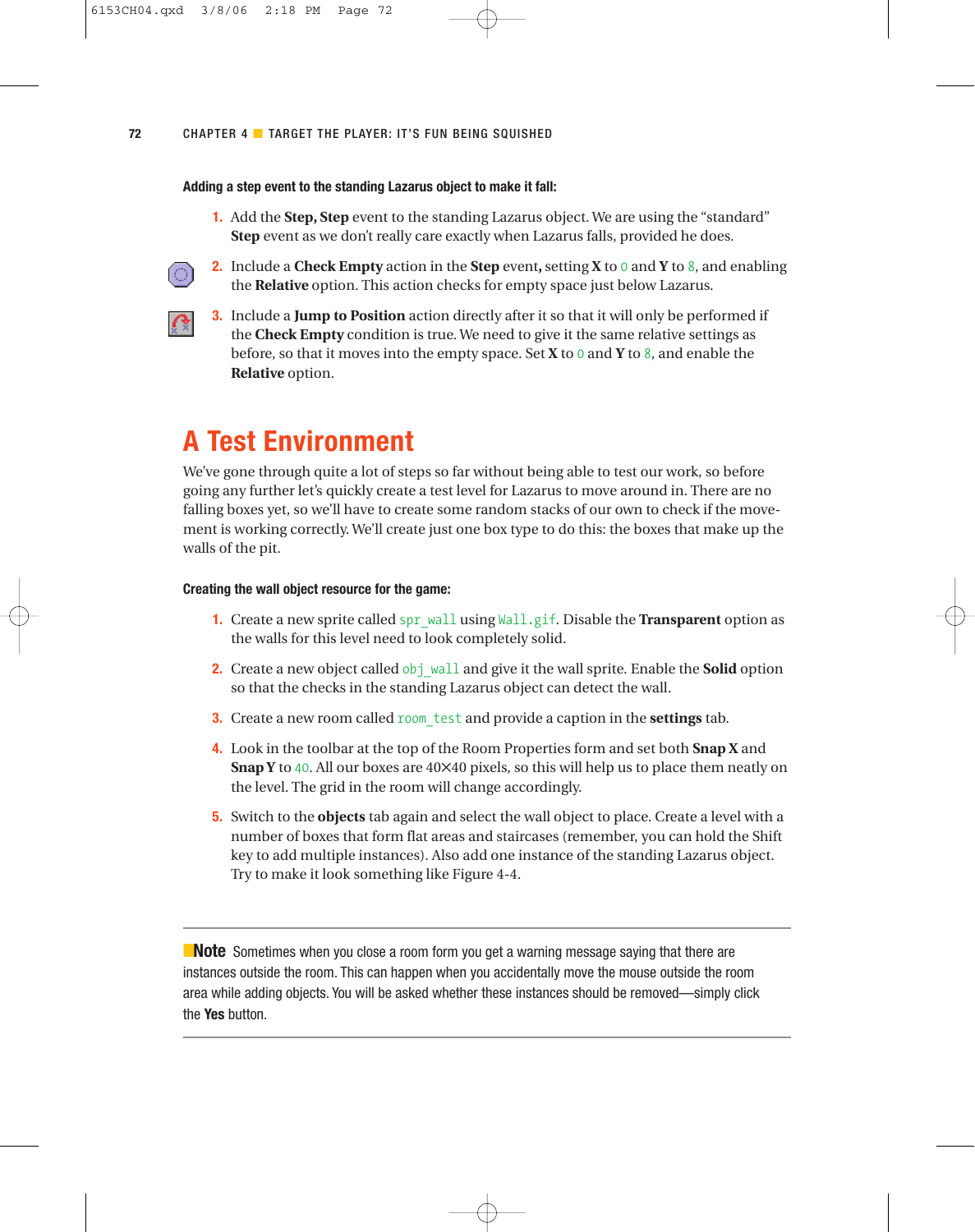**Adding a step event to the standing Lazarus object to make it fall:**

1. Add the **Step, Step** event to the standing Lazarus object. We are using the "standard" **Step** event as we don't really care exactly when Lazarus falls, provided he does.
2. Include a **Check Empty** action in the **Step** event**,** setting **X** to `0` and **Y** to `8`, and enabling the **Relative** option. This action checks for empty space just below Lazarus.
3. Include a **Jump to Position** action directly after it so that it will only be performed if the **Check Empty** condition is true. We need to give it the same relative settings as before, so that it moves into the empty space. Set **X** to `0` and **Y** to `8`, and enable the **Relative** option.

# A Test Environment

We've gone through quite a lot of steps so far without being able to test our work, so before going any further let's quickly create a test level for Lazarus to move around in. There are no falling boxes yet, so we'll have to create some random stacks of our own to check if the movement is working correctly. We'll create just one box type to do this: the boxes that make up the walls of the pit.

**Creating the wall object resource for the game:**

1. Create a new sprite called `spr_wall` using `Wall.gif`. Disable the **Transparent** option as the walls for this level need to look completely solid.
2. Create a new object called `obj_wall` and give it the wall sprite. Enable the **Solid** option so that the checks in the standing Lazarus object can detect the wall.
3. Create a new room called `room_test` and provide a caption in the **settings** tab.
4. Look in the toolbar at the top of the Room Properties form and set both **Snap X** and **Snap Y** to `40`. All our boxes are 40×40 pixels, so this will help us to place them neatly on the level. The grid in the room will change accordingly.
5. Switch to the **objects** tab again and select the wall object to place. Create a level with a number of boxes that form flat areas and staircases (remember, you can hold the Shift key to add multiple instances). Also add one instance of the standing Lazarus object. Try to make it look something like Figure 4-4.

---

**Note** Sometimes when you close a room form you get a warning message saying that there are instances outside the room. This can happen when you accidentally move the mouse outside the room area while adding objects. You will be asked whether these instances should be removed—simply click the **Yes** button.

---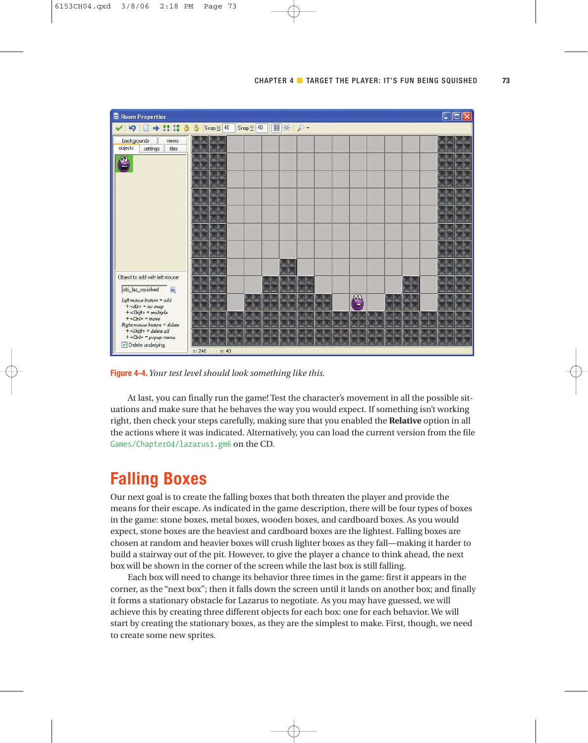**Figure 4-4.** *Your test level should look something like this.*

At last, you can finally run the game! Test the character's movement in all the possible situations and make sure that he behaves the way you would expect. If something isn't working right, then check your steps carefully, making sure that you enabled the **Relative** option in all the actions where it was indicated. Alternatively, you can load the current version from the file `Games/Chapter04/lazarus1.gm6` on the CD.

## Falling Boxes

Our next goal is to create the falling boxes that both threaten the player and provide the means for their escape. As indicated in the game description, there will be four types of boxes in the game: stone boxes, metal boxes, wooden boxes, and cardboard boxes. As you would expect, stone boxes are the heaviest and cardboard boxes are the lightest. Falling boxes are chosen at random and heavier boxes will crush lighter boxes as they fall—making it harder to build a stairway out of the pit. However, to give the player a chance to think ahead, the next box will be shown in the corner of the screen while the last box is still falling.

Each box will need to change its behavior three times in the game: first it appears in the corner, as the "next box"; then it falls down the screen until it lands on another box; and finally it forms a stationary obstacle for Lazarus to negotiate. As you may have guessed, we will achieve this by creating three different objects for each box: one for each behavior. We will start by creating the stationary boxes, as they are the simplest to make. First, though, we need to create some new sprites.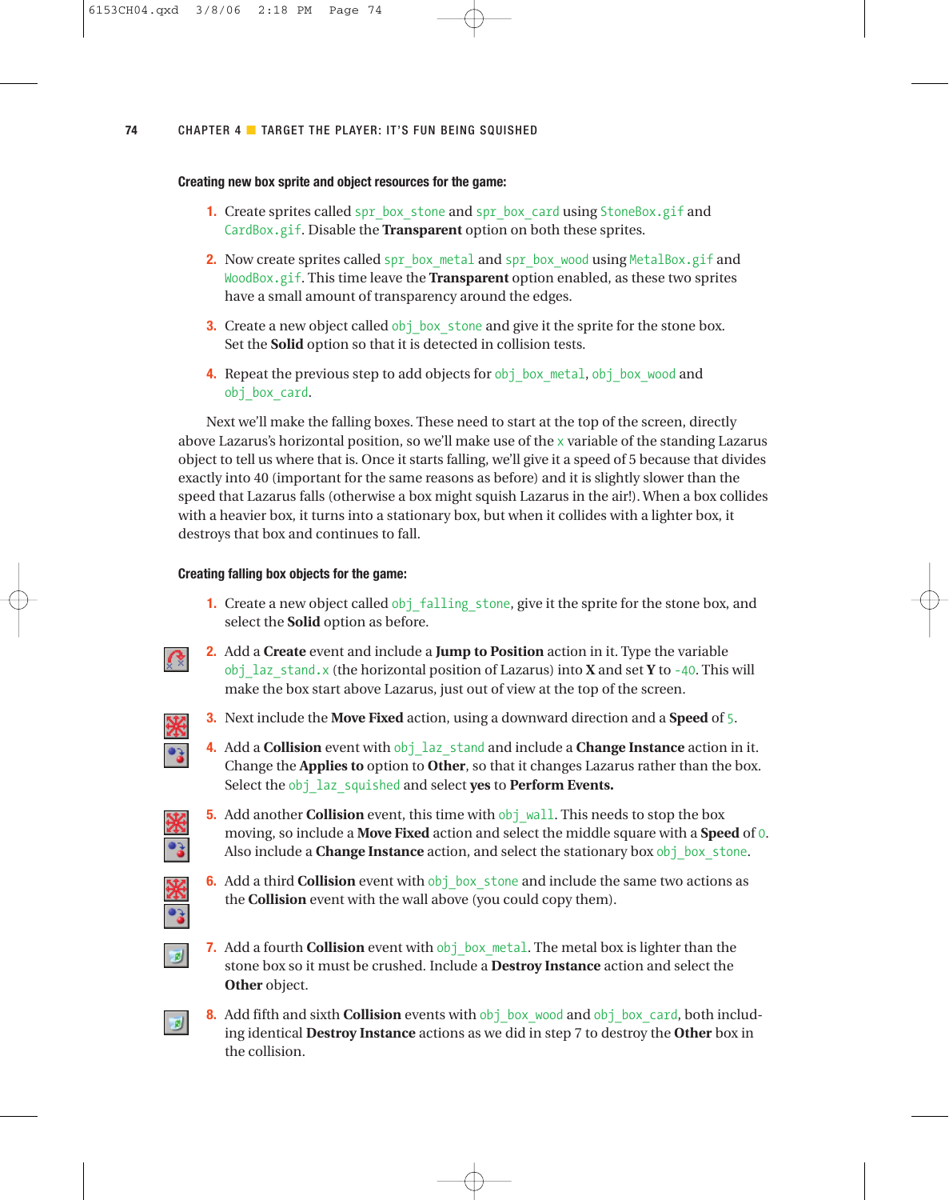**Creating new box sprite and object resources for the game:**

1. Create sprites called `spr_box_stone` and `spr_box_card` using `StoneBox.gif` and `CardBox.gif`. Disable the **Transparent** option on both these sprites.
2. Now create sprites called `spr_box_metal` and `spr_box_wood` using `MetalBox.gif` and `WoodBox.gif`. This time leave the **Transparent** option enabled, as these two sprites have a small amount of transparency around the edges.
3. Create a new object called `obj_box_stone` and give it the sprite for the stone box. Set the **Solid** option so that it is detected in collision tests.
4. Repeat the previous step to add objects for `obj_box_metal`, `obj_box_wood` and `obj_box_card`.

Next we'll make the falling boxes. These need to start at the top of the screen, directly above Lazarus's horizontal position, so we'll make use of the `x` variable of the standing Lazarus object to tell us where that is. Once it starts falling, we'll give it a speed of 5 because that divides exactly into 40 (important for the same reasons as before) and it is slightly slower than the speed that Lazarus falls (otherwise a box might squish Lazarus in the air!). When a box collides with a heavier box, it turns into a stationary box, but when it collides with a lighter box, it destroys that box and continues to fall.

**Creating falling box objects for the game:**

1. Create a new object called `obj_falling_stone`, give it the sprite for the stone box, and select the **Solid** option as before.
2. Add a **Create** event and include a **Jump to Position** action in it. Type the variable `obj_laz_stand.x` (the horizontal position of Lazarus) into **X** and set **Y** to `-40`. This will make the box start above Lazarus, just out of view at the top of the screen.
3. Next include the **Move Fixed** action, using a downward direction and a **Speed** of `5`.
4. Add a **Collision** event with `obj_laz_stand` and include a **Change Instance** action in it. Change the **Applies to** option to **Other**, so that it changes Lazarus rather than the box. Select the `obj_laz_squished` and select **yes** to **Perform Events.**
5. Add another **Collision** event, this time with `obj_wall`. This needs to stop the box moving, so include a **Move Fixed** action and select the middle square with a **Speed** of `0`. Also include a **Change Instance** action, and select the stationary box `obj_box_stone`.
6. Add a third **Collision** event with `obj_box_stone` and include the same two actions as the **Collision** event with the wall above (you could copy them).
7. Add a fourth **Collision** event with `obj_box_metal`. The metal box is lighter than the stone box so it must be crushed. Include a **Destroy Instance** action and select the **Other** object.
8. Add fifth and sixth **Collision** events with `obj_box_wood` and `obj_box_card`, both including identical **Destroy Instance** actions as we did in step 7 to destroy the **Other** box in the collision.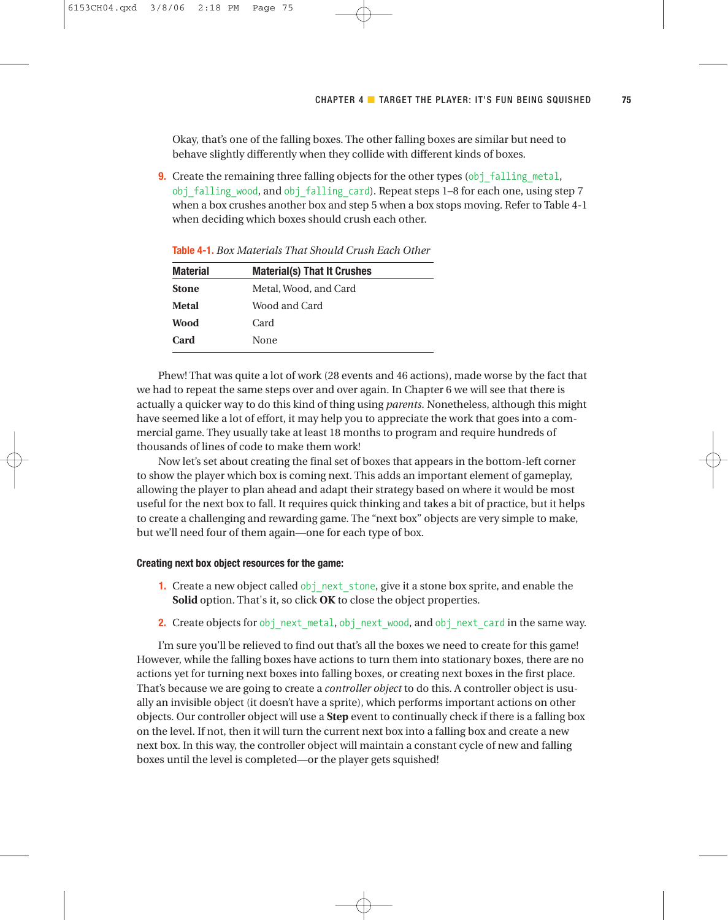Okay, that's one of the falling boxes. The other falling boxes are similar but need to behave slightly differently when they collide with different kinds of boxes.

9. Create the remaining three falling objects for the other types (`obj_falling_metal`, `obj_falling_wood`, and `obj_falling_card`). Repeat steps 1–8 for each one, using step 7 when a box crushes another box and step 5 when a box stops moving. Refer to Table 4-1 when deciding which boxes should crush each other.

**Table 4-1.** *Box Materials That Should Crush Each Other*

| Material | Material(s) That It Crushes |
|---|---|
| **Stone** | Metal, Wood, and Card |
| **Metal** | Wood and Card |
| **Wood** | Card |
| **Card** | None |

Phew! That was quite a lot of work (28 events and 46 actions), made worse by the fact that we had to repeat the same steps over and over again. In Chapter 6 we will see that there is actually a quicker way to do this kind of thing using *parents*. Nonetheless, although this might have seemed like a lot of effort, it may help you to appreciate the work that goes into a commercial game. They usually take at least 18 months to program and require hundreds of thousands of lines of code to make them work!

Now let's set about creating the final set of boxes that appears in the bottom-left corner to show the player which box is coming next. This adds an important element of gameplay, allowing the player to plan ahead and adapt their strategy based on where it would be most useful for the next box to fall. It requires quick thinking and takes a bit of practice, but it helps to create a challenging and rewarding game. The "next box" objects are very simple to make, but we'll need four of them again—one for each type of box.

#### Creating next box object resources for the game:

1. Create a new object called `obj_next_stone`, give it a stone box sprite, and enable the **Solid** option. That's it, so click **OK** to close the object properties.

2. Create objects for `obj_next_metal`, `obj_next_wood`, and `obj_next_card` in the same way.

I'm sure you'll be relieved to find out that's all the boxes we need to create for this game! However, while the falling boxes have actions to turn them into stationary boxes, there are no actions yet for turning next boxes into falling boxes, or creating next boxes in the first place. That's because we are going to create a *controller object* to do this. A controller object is usually an invisible object (it doesn't have a sprite), which performs important actions on other objects. Our controller object will use a **Step** event to continually check if there is a falling box on the level. If not, then it will turn the current next box into a falling box and create a new next box. In this way, the controller object will maintain a constant cycle of new and falling boxes until the level is completed—or the player gets squished!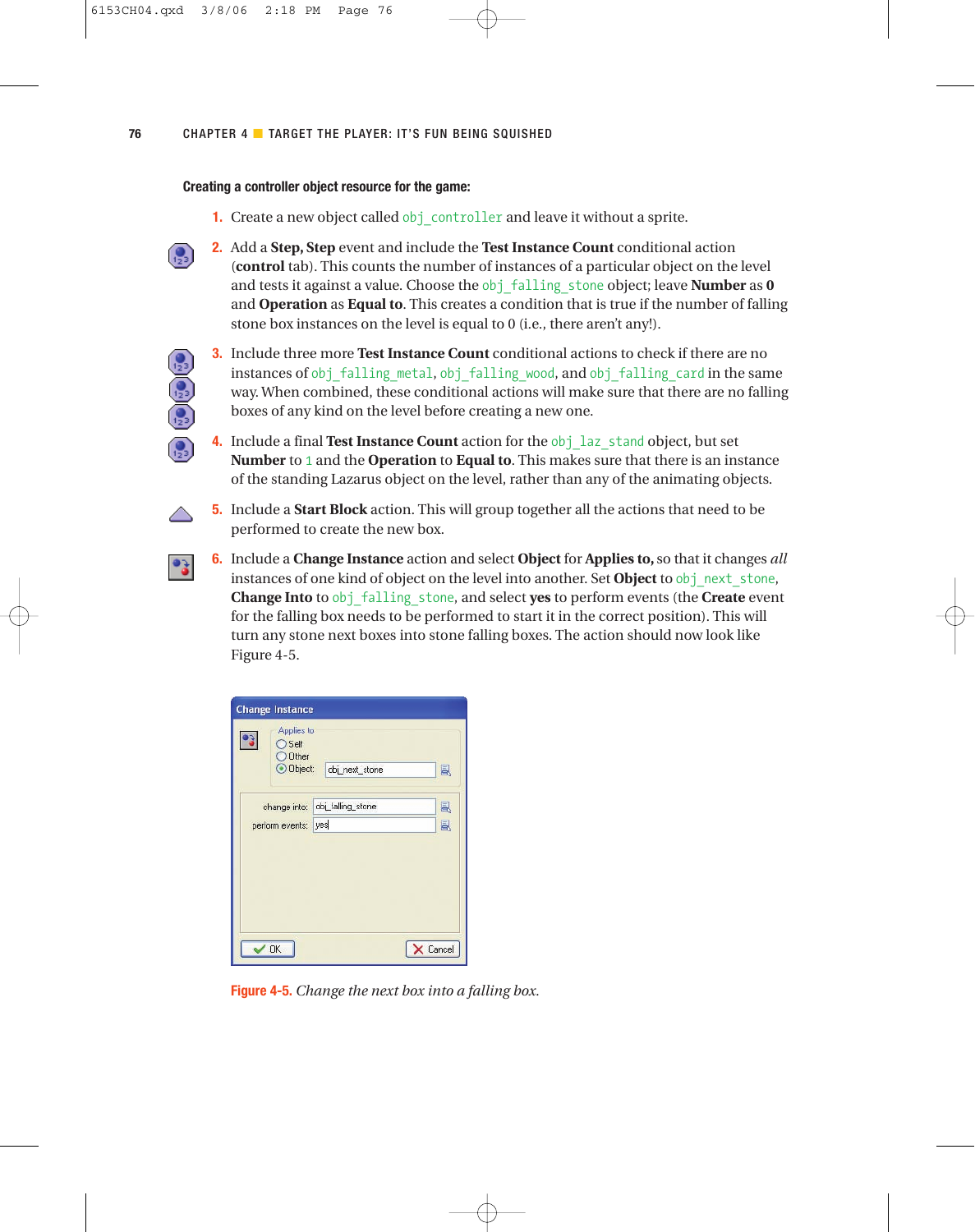**Creating a controller object resource for the game:**

1. Create a new object called obj_controller and leave it without a sprite.

2. Add a **Step, Step** event and include the **Test Instance Count** conditional action (**control** tab). This counts the number of instances of a particular object on the level and tests it against a value. Choose the obj_falling_stone object; leave **Number** as **0** and **Operation** as **Equal to**. This creates a condition that is true if the number of falling stone box instances on the level is equal to 0 (i.e., there aren't any!).

3. Include three more **Test Instance Count** conditional actions to check if there are no instances of obj_falling_metal, obj_falling_wood, and obj_falling_card in the same way. When combined, these conditional actions will make sure that there are no falling boxes of any kind on the level before creating a new one.

4. Include a final **Test Instance Count** action for the obj_laz_stand object, but set **Number** to 1 and the **Operation** to **Equal to**. This makes sure that there is an instance of the standing Lazarus object on the level, rather than any of the animating objects.

5. Include a **Start Block** action. This will group together all the actions that need to be performed to create the new box.

6. Include a **Change Instance** action and select **Object** for **Applies to,** so that it changes *all* instances of one kind of object on the level into another. Set **Object** to obj_next_stone, **Change Into** to obj_falling_stone, and select **yes** to perform events (the **Create** event for the falling box needs to be performed to start it in the correct position). This will turn any stone next boxes into stone falling boxes. The action should now look like Figure 4-5.

**Figure 4-5.** *Change the next box into a falling box.*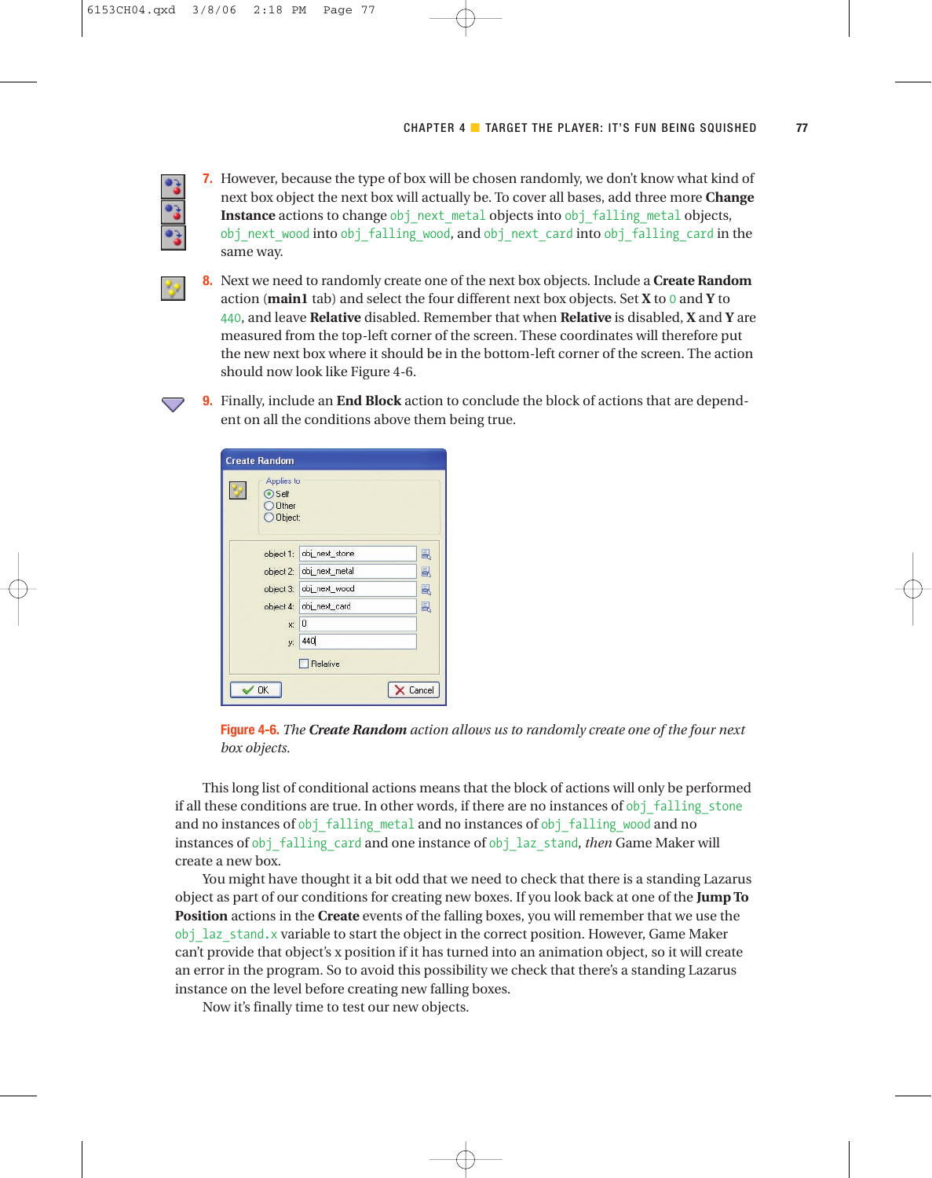7. However, because the type of box will be chosen randomly, we don't know what kind of next box object the next box will actually be. To cover all bases, add three more **Change Instance** actions to change `obj_next_metal` objects into `obj_falling_metal` objects, `obj_next_wood` into `obj_falling_wood`, and `obj_next_card` into `obj_falling_card` in the same way.

8. Next we need to randomly create one of the next box objects. Include a **Create Random** action (**main1** tab) and select the four different next box objects. Set **X** to `0` and **Y** to `440`, and leave **Relative** disabled. Remember that when **Relative** is disabled, **X** and **Y** are measured from the top-left corner of the screen. These coordinates will therefore put the new next box where it should be in the bottom-left corner of the screen. The action should now look like Figure 4-6.

9. Finally, include an **End Block** action to conclude the block of actions that are dependent on all the conditions above them being true.

**Figure 4-6.** *The* ***Create Random*** *action allows us to randomly create one of the four next box objects.*

This long list of conditional actions means that the block of actions will only be performed if all these conditions are true. In other words, if there are no instances of `obj_falling_stone` and no instances of `obj_falling_metal` and no instances of `obj_falling_wood` and no instances of `obj_falling_card` and one instance of `obj_laz_stand`, *then* Game Maker will create a new box.

You might have thought it a bit odd that we need to check that there is a standing Lazarus object as part of our conditions for creating new boxes. If you look back at one of the **Jump To Position** actions in the **Create** events of the falling boxes, you will remember that we use the `obj_laz_stand.x` variable to start the object in the correct position. However, Game Maker can't provide that object's x position if it has turned into an animation object, so it will create an error in the program. So to avoid this possibility we check that there's a standing Lazarus instance on the level before creating new falling boxes.

Now it's finally time to test our new objects.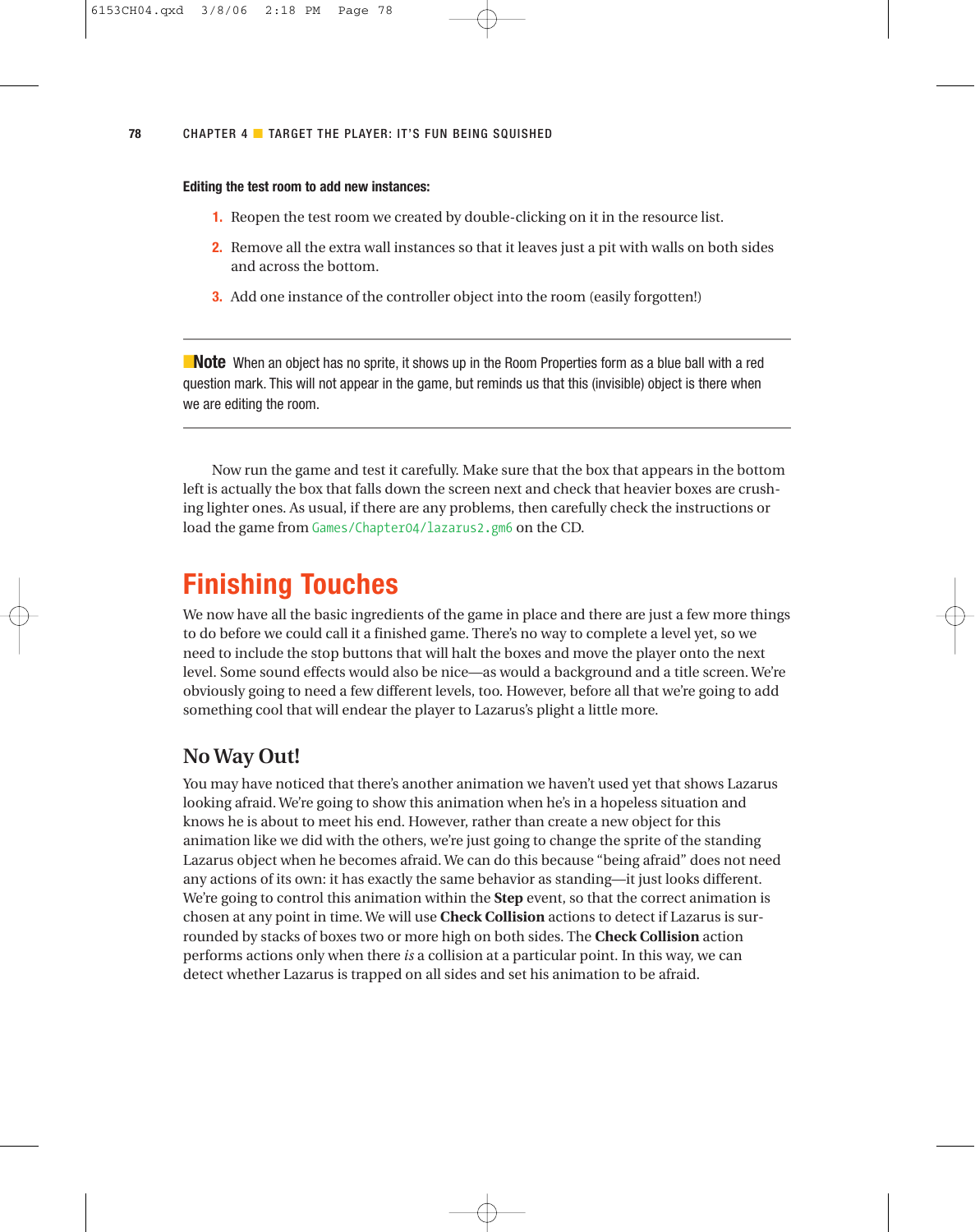**Editing the test room to add new instances:**

1. Reopen the test room we created by double-clicking on it in the resource list.
2. Remove all the extra wall instances so that it leaves just a pit with walls on both sides and across the bottom.
3. Add one instance of the controller object into the room (easily forgotten!)

---

**Note** When an object has no sprite, it shows up in the Room Properties form as a blue ball with a red question mark. This will not appear in the game, but reminds us that this (invisible) object is there when we are editing the room.

---

Now run the game and test it carefully. Make sure that the box that appears in the bottom left is actually the box that falls down the screen next and check that heavier boxes are crushing lighter ones. As usual, if there are any problems, then carefully check the instructions or load the game from `Games/Chapter04/lazarus2.gm6` on the CD.

# Finishing Touches

We now have all the basic ingredients of the game in place and there are just a few more things to do before we could call it a finished game. There's no way to complete a level yet, so we need to include the stop buttons that will halt the boxes and move the player onto the next level. Some sound effects would also be nice—as would a background and a title screen. We're obviously going to need a few different levels, too. However, before all that we're going to add something cool that will endear the player to Lazarus's plight a little more.

## No Way Out!

You may have noticed that there's another animation we haven't used yet that shows Lazarus looking afraid. We're going to show this animation when he's in a hopeless situation and knows he is about to meet his end. However, rather than create a new object for this animation like we did with the others, we're just going to change the sprite of the standing Lazarus object when he becomes afraid. We can do this because "being afraid" does not need any actions of its own: it has exactly the same behavior as standing—it just looks different. We're going to control this animation within the **Step** event, so that the correct animation is chosen at any point in time. We will use **Check Collision** actions to detect if Lazarus is surrounded by stacks of boxes two or more high on both sides. The **Check Collision** action performs actions only when there *is* a collision at a particular point. In this way, we can detect whether Lazarus is trapped on all sides and set his animation to be afraid.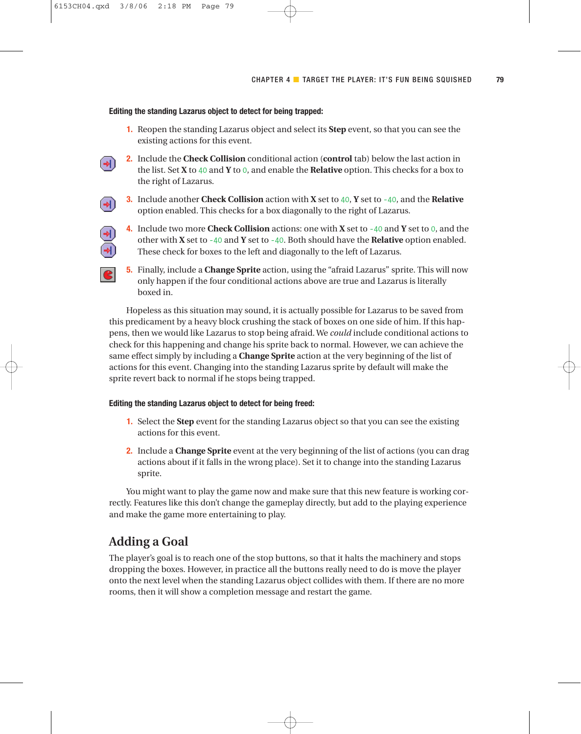**Editing the standing Lazarus object to detect for being trapped:**

1. Reopen the standing Lazarus object and select its **Step** event, so that you can see the existing actions for this event.
2. Include the **Check Collision** conditional action (**control** tab) below the last action in the list. Set **X** to `40` and **Y** to `0`, and enable the **Relative** option. This checks for a box to the right of Lazarus.
3. Include another **Check Collision** action with **X** set to `40`, **Y** set to `-40`, and the **Relative** option enabled. This checks for a box diagonally to the right of Lazarus.
4. Include two more **Check Collision** actions: one with **X** set to `-40` and **Y** set to `0`, and the other with **X** set to `-40` and **Y** set to `-40`. Both should have the **Relative** option enabled. These check for boxes to the left and diagonally to the left of Lazarus.
5. Finally, include a **Change Sprite** action, using the "afraid Lazarus" sprite. This will now only happen if the four conditional actions above are true and Lazarus is literally boxed in.

Hopeless as this situation may sound, it is actually possible for Lazarus to be saved from this predicament by a heavy block crushing the stack of boxes on one side of him. If this happens, then we would like Lazarus to stop being afraid. We *could* include conditional actions to check for this happening and change his sprite back to normal. However, we can achieve the same effect simply by including a **Change Sprite** action at the very beginning of the list of actions for this event. Changing into the standing Lazarus sprite by default will make the sprite revert back to normal if he stops being trapped.

**Editing the standing Lazarus object to detect for being freed:**

1. Select the **Step** event for the standing Lazarus object so that you can see the existing actions for this event.
2. Include a **Change Sprite** event at the very beginning of the list of actions (you can drag actions about if it falls in the wrong place). Set it to change into the standing Lazarus sprite.

You might want to play the game now and make sure that this new feature is working correctly. Features like this don't change the gameplay directly, but add to the playing experience and make the game more entertaining to play.

## Adding a Goal

The player's goal is to reach one of the stop buttons, so that it halts the machinery and stops dropping the boxes. However, in practice all the buttons really need to do is move the player onto the next level when the standing Lazarus object collides with them. If there are no more rooms, then it will show a completion message and restart the game.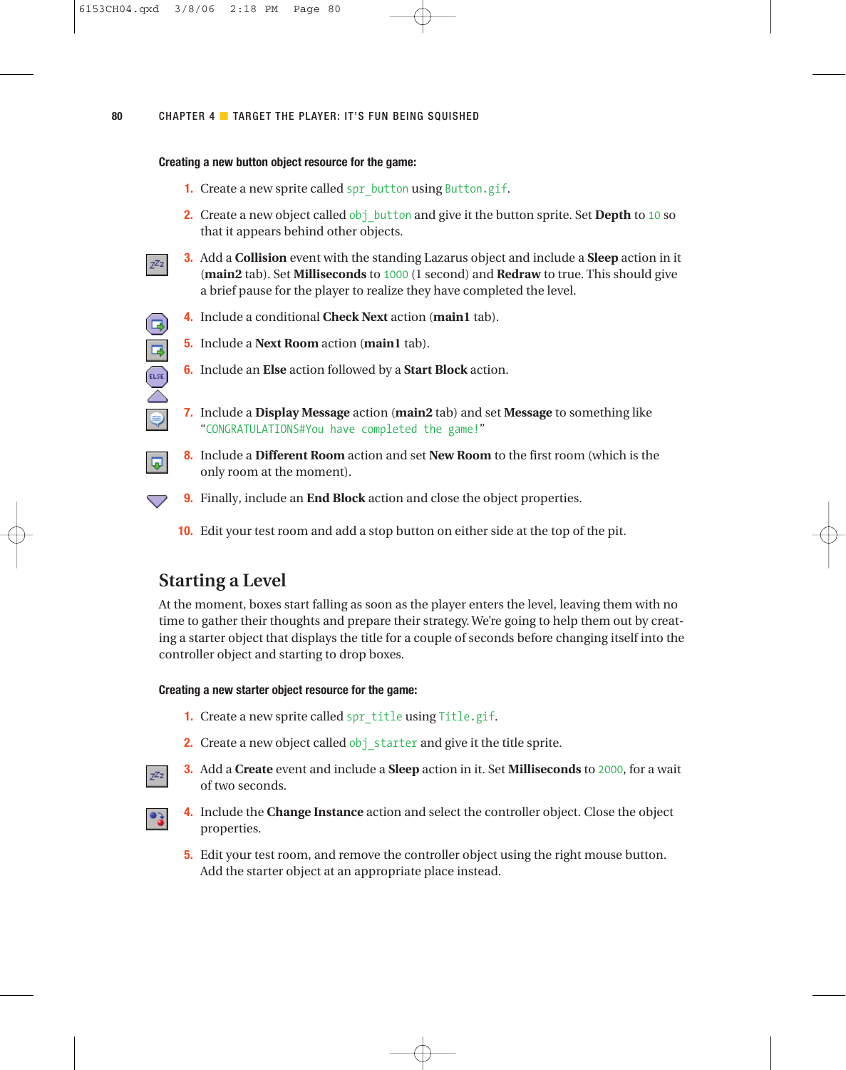**Creating a new button object resource for the game:**

1. Create a new sprite called `spr_button` using `Button.gif`.
2. Create a new object called `obj_button` and give it the button sprite. Set **Depth** to `10` so that it appears behind other objects.
3. Add a **Collision** event with the standing Lazarus object and include a **Sleep** action in it (**main2** tab). Set **Milliseconds** to `1000` (1 second) and **Redraw** to true. This should give a brief pause for the player to realize they have completed the level.
4. Include a conditional **Check Next** action (**main1** tab).
5. Include a **Next Room** action (**main1** tab).
6. Include an **Else** action followed by a **Start Block** action.
7. Include a **Display Message** action (**main2** tab) and set **Message** to something like "`CONGRATULATIONS#You have completed the game!`"
8. Include a **Different Room** action and set **New Room** to the first room (which is the only room at the moment).
9. Finally, include an **End Block** action and close the object properties.
10. Edit your test room and add a stop button on either side at the top of the pit.

## Starting a Level

At the moment, boxes start falling as soon as the player enters the level, leaving them with no time to gather their thoughts and prepare their strategy. We're going to help them out by creating a starter object that displays the title for a couple of seconds before changing itself into the controller object and starting to drop boxes.

**Creating a new starter object resource for the game:**

1. Create a new sprite called `spr_title` using `Title.gif`.
2. Create a new object called `obj_starter` and give it the title sprite.
3. Add a **Create** event and include a **Sleep** action in it. Set **Milliseconds** to `2000`, for a wait of two seconds.
4. Include the **Change Instance** action and select the controller object. Close the object properties.
5. Edit your test room, and remove the controller object using the right mouse button. Add the starter object at an appropriate place instead.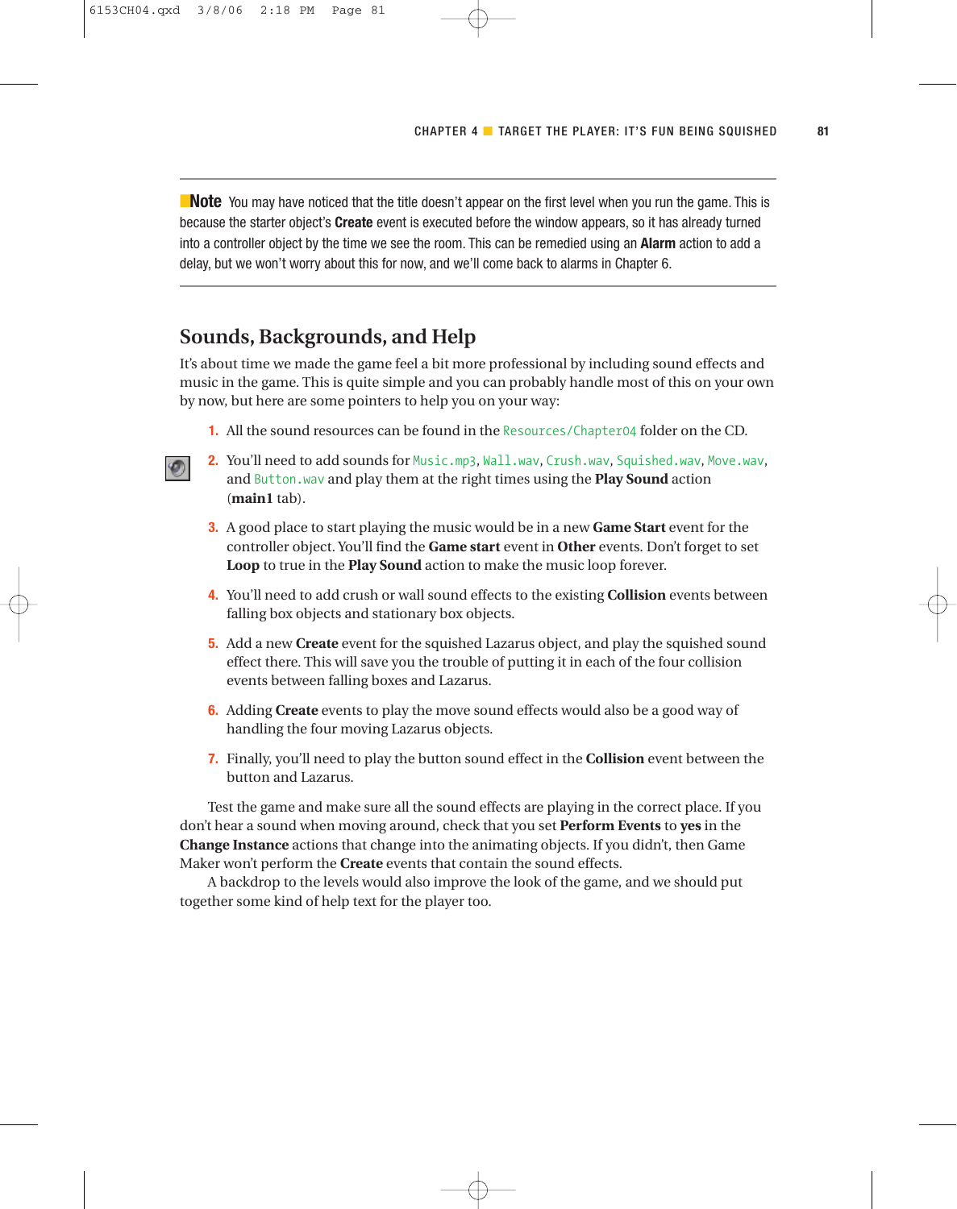**Note** You may have noticed that the title doesn't appear on the first level when you run the game. This is because the starter object's **Create** event is executed before the window appears, so it has already turned into a controller object by the time we see the room. This can be remedied using an **Alarm** action to add a delay, but we won't worry about this for now, and we'll come back to alarms in Chapter 6.

## Sounds, Backgrounds, and Help

It's about time we made the game feel a bit more professional by including sound effects and music in the game. This is quite simple and you can probably handle most of this on your own by now, but here are some pointers to help you on your way:

1. All the sound resources can be found in the `Resources/Chapter04` folder on the CD.
2. You'll need to add sounds for `Music.mp3`, `Wall.wav`, `Crush.wav`, `Squished.wav`, `Move.wav`, and `Button.wav` and play them at the right times using the **Play Sound** action (**main1** tab).
3. A good place to start playing the music would be in a new **Game Start** event for the controller object. You'll find the **Game start** event in **Other** events. Don't forget to set **Loop** to true in the **Play Sound** action to make the music loop forever.
4. You'll need to add crush or wall sound effects to the existing **Collision** events between falling box objects and stationary box objects.
5. Add a new **Create** event for the squished Lazarus object, and play the squished sound effect there. This will save you the trouble of putting it in each of the four collision events between falling boxes and Lazarus.
6. Adding **Create** events to play the move sound effects would also be a good way of handling the four moving Lazarus objects.
7. Finally, you'll need to play the button sound effect in the **Collision** event between the button and Lazarus.

Test the game and make sure all the sound effects are playing in the correct place. If you don't hear a sound when moving around, check that you set **Perform Events** to **yes** in the **Change Instance** actions that change into the animating objects. If you didn't, then Game Maker won't perform the **Create** events that contain the sound effects.

A backdrop to the levels would also improve the look of the game, and we should put together some kind of help text for the player too.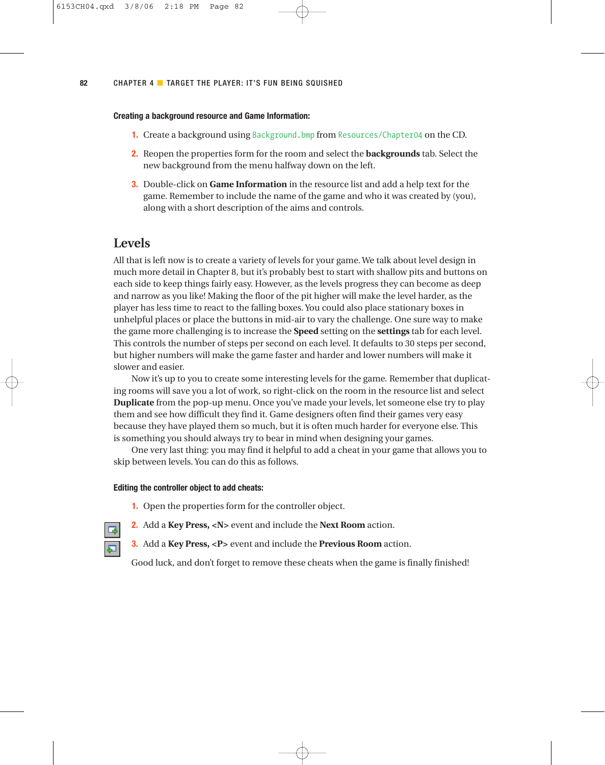**Creating a background resource and Game Information:**

1. Create a background using `Background.bmp` from `Resources/Chapter04` on the CD.
2. Reopen the properties form for the room and select the **backgrounds** tab. Select the new background from the menu halfway down on the left.
3. Double-click on **Game Information** in the resource list and add a help text for the game. Remember to include the name of the game and who it was created by (you), along with a short description of the aims and controls.

## Levels

All that is left now is to create a variety of levels for your game. We talk about level design in much more detail in Chapter 8, but it's probably best to start with shallow pits and buttons on each side to keep things fairly easy. However, as the levels progress they can become as deep and narrow as you like! Making the floor of the pit higher will make the level harder, as the player has less time to react to the falling boxes. You could also place stationary boxes in unhelpful places or place the buttons in mid-air to vary the challenge. One sure way to make the game more challenging is to increase the **Speed** setting on the **settings** tab for each level. This controls the number of steps per second on each level. It defaults to 30 steps per second, but higher numbers will make the game faster and harder and lower numbers will make it slower and easier.

Now it's up to you to create some interesting levels for the game. Remember that duplicating rooms will save you a lot of work, so right-click on the room in the resource list and select **Duplicate** from the pop-up menu. Once you've made your levels, let someone else try to play them and see how difficult they find it. Game designers often find their games very easy because they have played them so much, but it is often much harder for everyone else. This is something you should always try to bear in mind when designing your games.

One very last thing: you may find it helpful to add a cheat in your game that allows you to skip between levels. You can do this as follows.

**Editing the controller object to add cheats:**

1. Open the properties form for the controller object.
2. Add a **Key Press, <N>** event and include the **Next Room** action.
3. Add a **Key Press, <P>** event and include the **Previous Room** action.

Good luck, and don't forget to remove these cheats when the game is finally finished!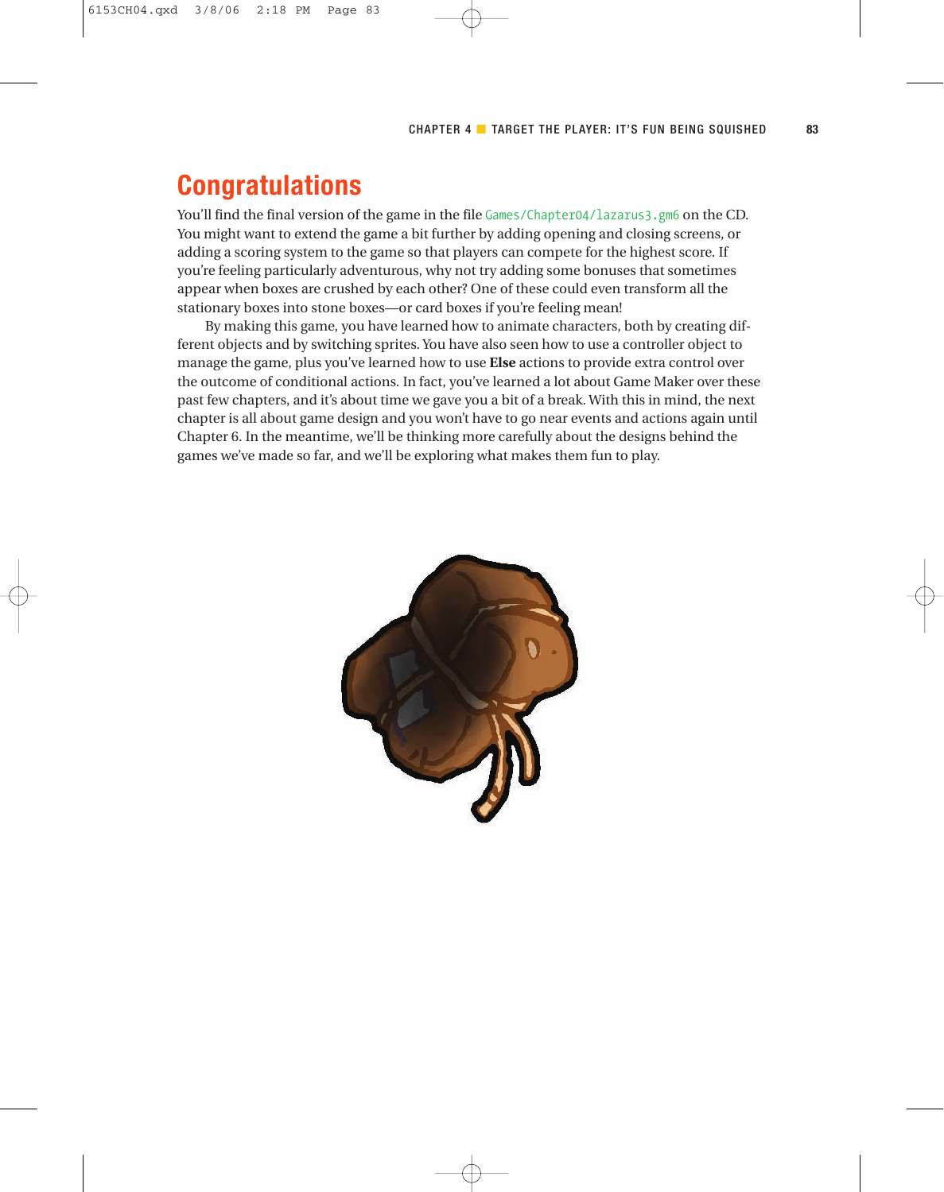# Congratulations

You'll find the final version of the game in the file `Games/Chapter04/lazarus3.gm6` on the CD. You might want to extend the game a bit further by adding opening and closing screens, or adding a scoring system to the game so that players can compete for the highest score. If you're feeling particularly adventurous, why not try adding some bonuses that sometimes appear when boxes are crushed by each other? One of these could even transform all the stationary boxes into stone boxes—or card boxes if you're feeling mean!

By making this game, you have learned how to animate characters, both by creating different objects and by switching sprites. You have also seen how to use a controller object to manage the game, plus you've learned how to use **Else** actions to provide extra control over the outcome of conditional actions. In fact, you've learned a lot about Game Maker over these past few chapters, and it's about time we gave you a bit of a break. With this in mind, the next chapter is all about game design and you won't have to go near events and actions again until Chapter 6. In the meantime, we'll be thinking more carefully about the designs behind the games we've made so far, and we'll be exploring what makes them fun to play.